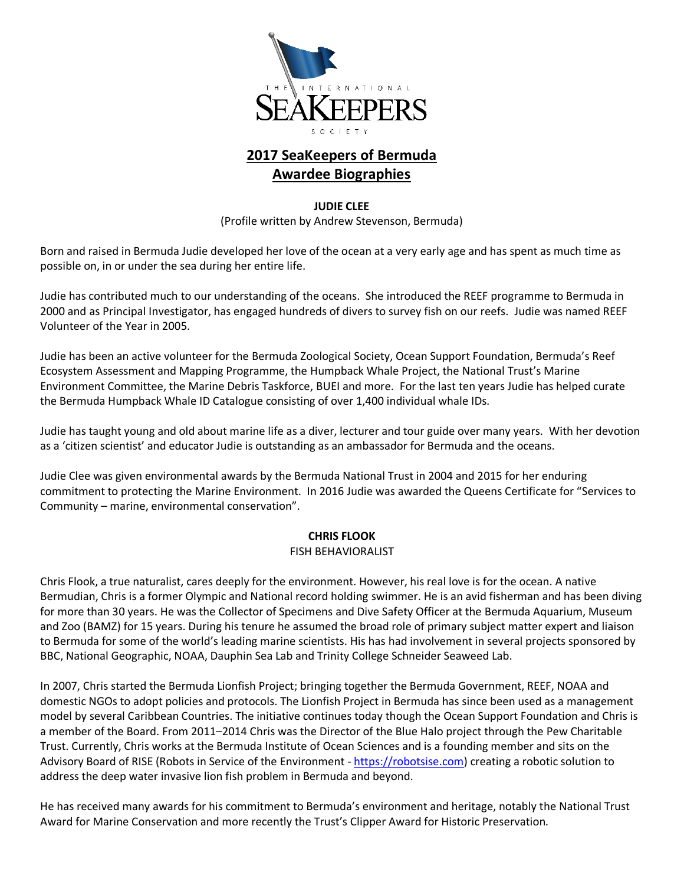# 2017 SeaKeepers of Bermuda Awardee Biographies

**JUDIE CLEE**

(Profile written by Andrew Stevenson, Bermuda)

Born and raised in Bermuda Judie developed her love of the ocean at a very early age and has spent as much time as possible on, in or under the sea during her entire life.

Judie has contributed much to our understanding of the oceans. She introduced the REEF programme to Bermuda in 2000 and as Principal Investigator, has engaged hundreds of divers to survey fish on our reefs. Judie was named REEF Volunteer of the Year in 2005.

Judie has been an active volunteer for the Bermuda Zoological Society, Ocean Support Foundation, Bermuda's Reef Ecosystem Assessment and Mapping Programme, the Humpback Whale Project, the National Trust's Marine Environment Committee, the Marine Debris Taskforce, BUEI and more. For the last ten years Judie has helped curate the Bermuda Humpback Whale ID Catalogue consisting of over 1,400 individual whale IDs.

Judie has taught young and old about marine life as a diver, lecturer and tour guide over many years. With her devotion as a 'citizen scientist' and educator Judie is outstanding as an ambassador for Bermuda and the oceans.

Judie Clee was given environmental awards by the Bermuda National Trust in 2004 and 2015 for her enduring commitment to protecting the Marine Environment. In 2016 Judie was awarded the Queens Certificate for "Services to Community – marine, environmental conservation".

**CHRIS FLOOK**

FISH BEHAVIORALIST

Chris Flook, a true naturalist, cares deeply for the environment. However, his real love is for the ocean. A native Bermudian, Chris is a former Olympic and National record holding swimmer. He is an avid fisherman and has been diving for more than 30 years. He was the Collector of Specimens and Dive Safety Officer at the Bermuda Aquarium, Museum and Zoo (BAMZ) for 15 years. During his tenure he assumed the broad role of primary subject matter expert and liaison to Bermuda for some of the world's leading marine scientists. His has had involvement in several projects sponsored by BBC, National Geographic, NOAA, Dauphin Sea Lab and Trinity College Schneider Seaweed Lab.

In 2007, Chris started the Bermuda Lionfish Project; bringing together the Bermuda Government, REEF, NOAA and domestic NGOs to adopt policies and protocols. The Lionfish Project in Bermuda has since been used as a management model by several Caribbean Countries. The initiative continues today though the Ocean Support Foundation and Chris is a member of the Board. From 2011–2014 Chris was the Director of the Blue Halo project through the Pew Charitable Trust. Currently, Chris works at the Bermuda Institute of Ocean Sciences and is a founding member and sits on the Advisory Board of RISE (Robots in Service of the Environment - https://robotsise.com) creating a robotic solution to address the deep water invasive lion fish problem in Bermuda and beyond.

He has received many awards for his commitment to Bermuda's environment and heritage, notably the National Trust Award for Marine Conservation and more recently the Trust's Clipper Award for Historic Preservation.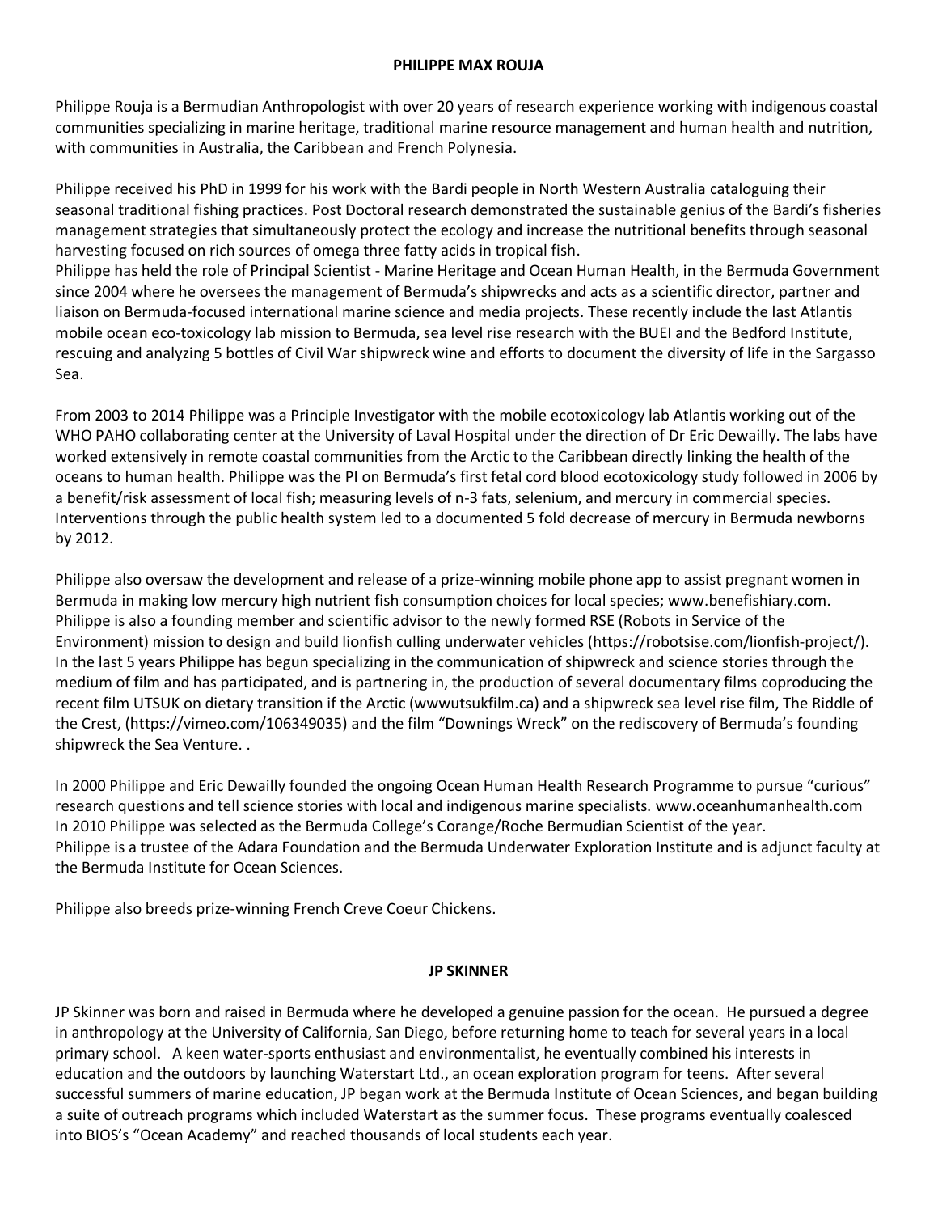**PHILIPPE MAX ROUJA**

Philippe Rouja is a Bermudian Anthropologist with over 20 years of research experience working with indigenous coastal communities specializing in marine heritage, traditional marine resource management and human health and nutrition, with communities in Australia, the Caribbean and French Polynesia.

Philippe received his PhD in 1999 for his work with the Bardi people in North Western Australia cataloguing their seasonal traditional fishing practices. Post Doctoral research demonstrated the sustainable genius of the Bardi's fisheries management strategies that simultaneously protect the ecology and increase the nutritional benefits through seasonal harvesting focused on rich sources of omega three fatty acids in tropical fish.
Philippe has held the role of Principal Scientist - Marine Heritage and Ocean Human Health, in the Bermuda Government since 2004 where he oversees the management of Bermuda's shipwrecks and acts as a scientific director, partner and liaison on Bermuda-focused international marine science and media projects. These recently include the last Atlantis mobile ocean eco-toxicology lab mission to Bermuda, sea level rise research with the BUEI and the Bedford Institute, rescuing and analyzing 5 bottles of Civil War shipwreck wine and efforts to document the diversity of life in the Sargasso Sea.

From 2003 to 2014 Philippe was a Principle Investigator with the mobile ecotoxicology lab Atlantis working out of the WHO PAHO collaborating center at the University of Laval Hospital under the direction of Dr Eric Dewailly. The labs have worked extensively in remote coastal communities from the Arctic to the Caribbean directly linking the health of the oceans to human health. Philippe was the PI on Bermuda's first fetal cord blood ecotoxicology study followed in 2006 by a benefit/risk assessment of local fish; measuring levels of n-3 fats, selenium, and mercury in commercial species. Interventions through the public health system led to a documented 5 fold decrease of mercury in Bermuda newborns by 2012.

Philippe also oversaw the development and release of a prize-winning mobile phone app to assist pregnant women in Bermuda in making low mercury high nutrient fish consumption choices for local species; www.benefishiary.com. Philippe is also a founding member and scientific advisor to the newly formed RSE (Robots in Service of the Environment) mission to design and build lionfish culling underwater vehicles (https://robotsise.com/lionfish-project/). In the last 5 years Philippe has begun specializing in the communication of shipwreck and science stories through the medium of film and has participated, and is partnering in, the production of several documentary films coproducing the recent film UTSUK on dietary transition if the Arctic (wwwutsukfilm.ca) and a shipwreck sea level rise film, The Riddle of the Crest, (https://vimeo.com/106349035) and the film "Downings Wreck" on the rediscovery of Bermuda's founding shipwreck the Sea Venture. .

In 2000 Philippe and Eric Dewailly founded the ongoing Ocean Human Health Research Programme to pursue "curious" research questions and tell science stories with local and indigenous marine specialists. www.oceanhumanhealth.com
In 2010 Philippe was selected as the Bermuda College's Corange/Roche Bermudian Scientist of the year.
Philippe is a trustee of the Adara Foundation and the Bermuda Underwater Exploration Institute and is adjunct faculty at the Bermuda Institute for Ocean Sciences.

Philippe also breeds prize-winning French Creve Coeur Chickens.

**JP SKINNER**

JP Skinner was born and raised in Bermuda where he developed a genuine passion for the ocean. He pursued a degree in anthropology at the University of California, San Diego, before returning home to teach for several years in a local primary school. A keen water-sports enthusiast and environmentalist, he eventually combined his interests in education and the outdoors by launching Waterstart Ltd., an ocean exploration program for teens. After several successful summers of marine education, JP began work at the Bermuda Institute of Ocean Sciences, and began building a suite of outreach programs which included Waterstart as the summer focus. These programs eventually coalesced into BIOS's "Ocean Academy" and reached thousands of local students each year.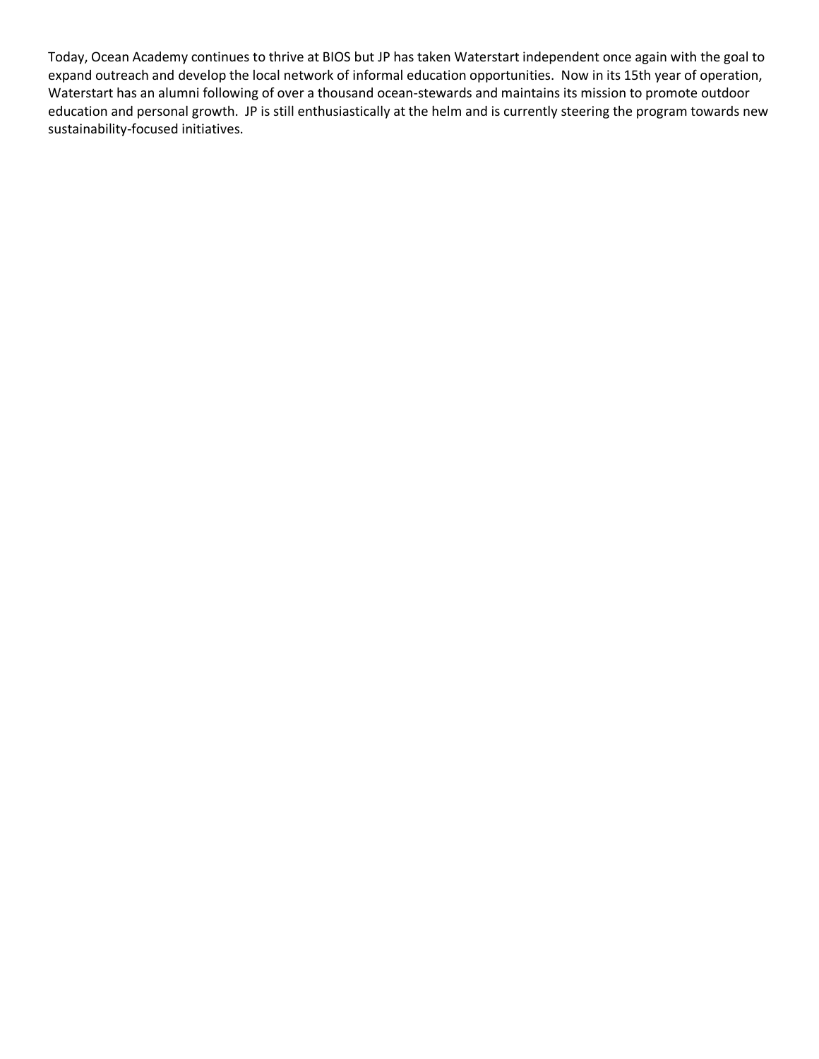Today, Ocean Academy continues to thrive at BIOS but JP has taken Waterstart independent once again with the goal to expand outreach and develop the local network of informal education opportunities. Now in its 15th year of operation, Waterstart has an alumni following of over a thousand ocean-stewards and maintains its mission to promote outdoor education and personal growth. JP is still enthusiastically at the helm and is currently steering the program towards new sustainability-focused initiatives.